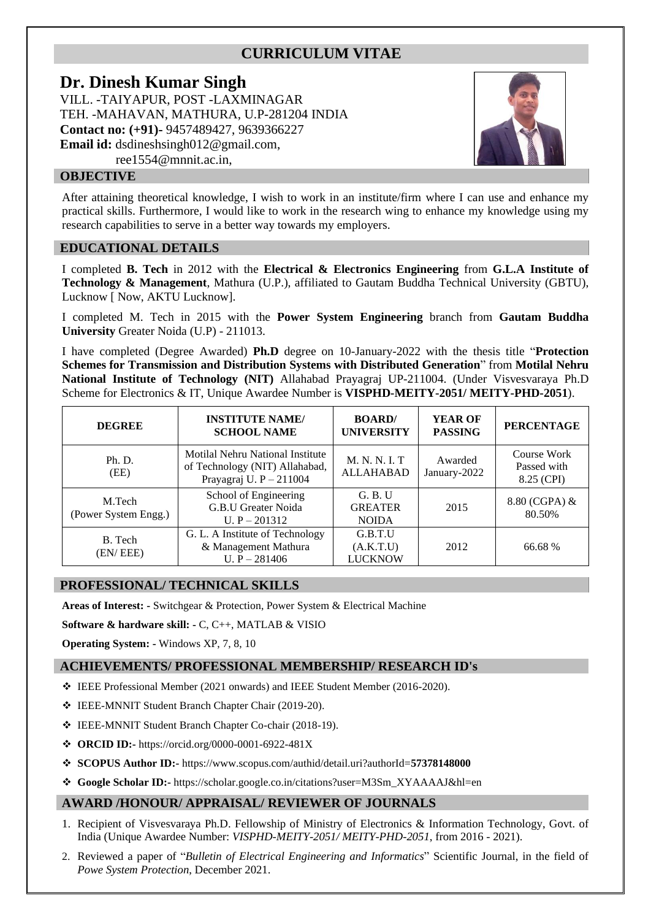# CURRICULUM VITAE

## Dr. Dinesh Kumar Singh

VILL. -TAIYAPUR, POST -LAXMINAGAR
TEH. -MAHAVAN, MATHURA, U.P-281204 INDIA
**Contact no: (+91)-** 9457489427, 9639366227
**Email id:** dsdineshsingh012@gmail.com,
ree1554@mnnit.ac.in,

## OBJECTIVE

After attaining theoretical knowledge, I wish to work in an institute/firm where I can use and enhance my practical skills. Furthermore, I would like to work in the research wing to enhance my knowledge using my research capabilities to serve in a better way towards my employers.

## EDUCATIONAL DETAILS

I completed **B. Tech** in 2012 with the **Electrical & Electronics Engineering** from **G.L.A Institute of Technology & Management**, Mathura (U.P.), affiliated to Gautam Buddha Technical University (GBTU), Lucknow [ Now, AKTU Lucknow].

I completed M. Tech in 2015 with the **Power System Engineering** branch from **Gautam Buddha University** Greater Noida (U.P) - 211013.

I have completed (Degree Awarded) **Ph.D** degree on 10-January-2022 with the thesis title "**Protection Schemes for Transmission and Distribution Systems with Distributed Generation**" from **Motilal Nehru National Institute of Technology (NIT)** Allahabad Prayagraj UP-211004. (Under Visvesvaraya Ph.D Scheme for Electronics & IT, Unique Awardee Number is **VISPHD-MEITY-2051/ MEITY-PHD-2051**).

| DEGREE | INSTITUTE NAME/ SCHOOL NAME | BOARD/ UNIVERSITY | YEAR OF PASSING | PERCENTAGE |
|---|---|---|---|---|
| Ph. D. (EE) | Motilal Nehru National Institute of Technology (NIT) Allahabad, Prayagraj U. P – 211004 | M. N. N. I. T ALLAHABAD | Awarded January-2022 | Course Work Passed with 8.25 (CPI) |
| M.Tech (Power System Engg.) | School of Engineering G.B.U Greater Noida U. P – 201312 | G. B. U GREATER NOIDA | 2015 | 8.80 (CGPA) & 80.50% |
| B. Tech (EN/ EEE) | G. L. A Institute of Technology & Management Mathura U. P – 281406 | G.B.T.U (A.K.T.U) LUCKNOW | 2012 | 66.68 % |

## PROFESSIONAL/ TECHNICAL SKILLS

**Areas of Interest: -** Switchgear & Protection, Power System & Electrical Machine

**Software & hardware skill: -** C, C++, MATLAB & VISIO

**Operating System: -** Windows XP, 7, 8, 10

## ACHIEVEMENTS/ PROFESSIONAL MEMBERSHIP/ RESEARCH ID's

- IEEE Professional Member (2021 onwards) and IEEE Student Member (2016-2020).
- IEEE-MNNIT Student Branch Chapter Chair (2019-20).
- IEEE-MNNIT Student Branch Chapter Co-chair (2018-19).
- **ORCID ID:-** https://orcid.org/0000-0001-6922-481X
- **SCOPUS Author ID:-** https://www.scopus.com/authid/detail.uri?authorId=**57378148000**
- **Google Scholar ID:-** https://scholar.google.co.in/citations?user=M3Sm_XYAAAAJ&hl=en

## AWARD /HONOUR/ APPRAISAL/ REVIEWER OF JOURNALS

1. Recipient of Visvesvaraya Ph.D. Fellowship of Ministry of Electronics & Information Technology, Govt. of India (Unique Awardee Number: *VISPHD-MEITY-2051/ MEITY-PHD-2051*, from 2016 - 2021).
2. Reviewed a paper of "*Bulletin of Electrical Engineering and Informatics*" Scientific Journal, in the field of *Powe System Protection*, December 2021.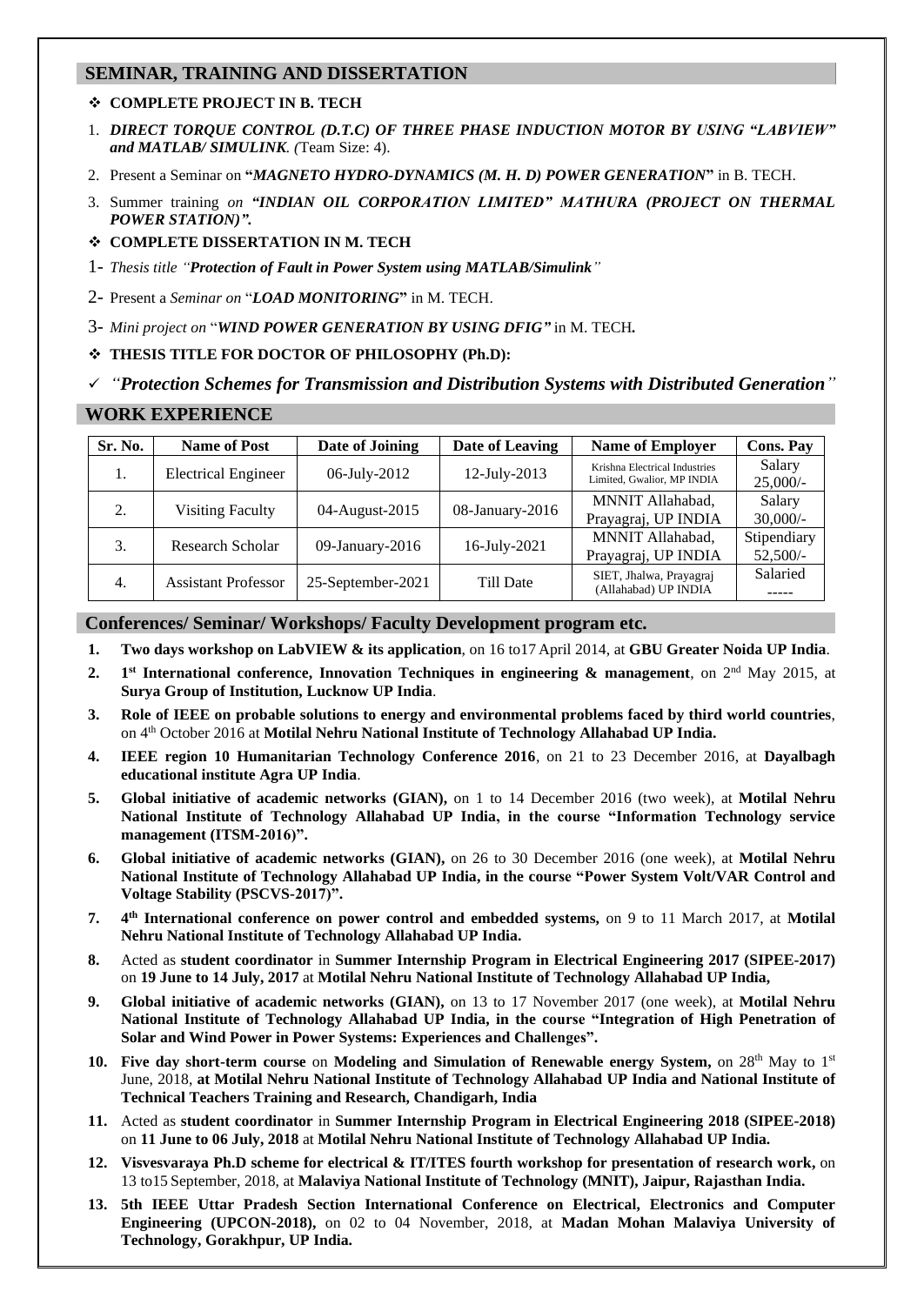## SEMINAR, TRAINING AND DISSERTATION

- **COMPLETE PROJECT IN B. TECH**

1. ***DIRECT TORQUE CONTROL (D.T.C) OF THREE PHASE INDUCTION MOTOR BY USING "LABVIEW" and MATLAB/ SIMULINK**. (*Team Size: 4).
2. Present a Seminar on **"*MAGNETO HYDRO-DYNAMICS (M. H. D) POWER GENERATION*"** in B. TECH.
3. Summer training *on* ***"INDIAN OIL CORPORATION LIMITED" MATHURA (PROJECT ON THERMAL POWER STATION)".***

- **COMPLETE DISSERTATION IN M. TECH**

1- *Thesis title "**Protection of Fault in Power System using MATLAB/Simulink**"*

2- Present a *Seminar on* "***LOAD MONITORING***" in M. TECH.

3- *Mini project on* "***WIND POWER GENERATION BY USING DFIG"*** in M. TECH**.**

- **THESIS TITLE FOR DOCTOR OF PHILOSOPHY (Ph.D):**

✓ *"**Protection Schemes for Transmission and Distribution Systems with Distributed Generation**"*

## WORK EXPERIENCE

| Sr. No. | Name of Post | Date of Joining | Date of Leaving | Name of Employer | Cons. Pay |
|---|---|---|---|---|---|
| 1. | Electrical Engineer | 06-July-2012 | 12-July-2013 | Krishna Electrical Industries Limited, Gwalior, MP INDIA | Salary 25,000/- |
| 2. | Visiting Faculty | 04-August-2015 | 08-January-2016 | MNNIT Allahabad, Prayagraj, UP INDIA | Salary 30,000/- |
| 3. | Research Scholar | 09-January-2016 | 16-July-2021 | MNNIT Allahabad, Prayagraj, UP INDIA | Stipendiary 52,500/- |
| 4. | Assistant Professor | 25-September-2021 | Till Date | SIET, Jhalwa, Prayagraj (Allahabad) UP INDIA | Salaried ----- |

## Conferences/ Seminar/ Workshops/ Faculty Development program etc.

1. **Two days workshop on LabVIEW & its application**, on 16 to17 April 2014, at **GBU Greater Noida UP India**.
2. **1st International conference, Innovation Techniques in engineering & management**, on 2nd May 2015, at **Surya Group of Institution, Lucknow UP India**.
3. **Role of IEEE on probable solutions to energy and environmental problems faced by third world countries**, on 4th October 2016 at **Motilal Nehru National Institute of Technology Allahabad UP India.**
4. **IEEE region 10 Humanitarian Technology Conference 2016**, on 21 to 23 December 2016, at **Dayalbagh educational institute Agra UP India**.
5. **Global initiative of academic networks (GIAN),** on 1 to 14 December 2016 (two week), at **Motilal Nehru National Institute of Technology Allahabad UP India, in the course "Information Technology service management (ITSM-2016)".**
6. **Global initiative of academic networks (GIAN),** on 26 to 30 December 2016 (one week), at **Motilal Nehru National Institute of Technology Allahabad UP India, in the course "Power System Volt/VAR Control and Voltage Stability (PSCVS-2017)".**
7. **4th International conference on power control and embedded systems,** on 9 to 11 March 2017, at **Motilal Nehru National Institute of Technology Allahabad UP India.**
8. Acted as **student coordinator** in **Summer Internship Program in Electrical Engineering 2017 (SIPEE-2017)** on **19 June to 14 July, 2017** at **Motilal Nehru National Institute of Technology Allahabad UP India,**
9. **Global initiative of academic networks (GIAN),** on 13 to 17 November 2017 (one week), at **Motilal Nehru National Institute of Technology Allahabad UP India, in the course "Integration of High Penetration of Solar and Wind Power in Power Systems: Experiences and Challenges".**
10. **Five day short-term course** on **Modeling and Simulation of Renewable energy System,** on 28th May to 1st June, 2018, **at Motilal Nehru National Institute of Technology Allahabad UP India and National Institute of Technical Teachers Training and Research, Chandigarh, India**
11. Acted as **student coordinator** in **Summer Internship Program in Electrical Engineering 2018 (SIPEE-2018)** on **11 June to 06 July, 2018** at **Motilal Nehru National Institute of Technology Allahabad UP India.**
12. **Visvesvaraya Ph.D scheme for electrical & IT/ITES fourth workshop for presentation of research work,** on 13 to15 September, 2018, at **Malaviya National Institute of Technology (MNIT), Jaipur, Rajasthan India.**
13. **5th IEEE Uttar Pradesh Section International Conference on Electrical, Electronics and Computer Engineering (UPCON-2018),** on 02 to 04 November, 2018, at **Madan Mohan Malaviya University of Technology, Gorakhpur, UP India.**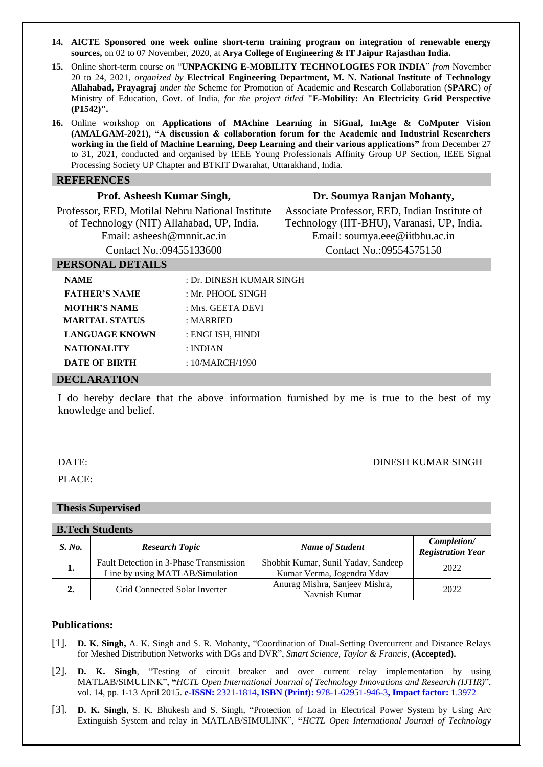14. **AICTE Sponsored one week online short-term training program on integration of renewable energy sources,** on 02 to 07 November, 2020, at **Arya College of Engineering & IT Jaipur Rajasthan India.**
15. Online short-term course *on* "**UNPACKING E-MOBILITY TECHNOLOGIES FOR INDIA**" *from* November 20 to 24, 2021, *organized by* **Electrical Engineering Department, M. N. National Institute of Technology Allahabad, Prayagraj** *under the* **S**cheme for **P**romotion of **A**cademic and **R**esearch **C**ollaboration (**SPARC**) *of* Ministry of Education, Govt. of India, *for the project titled* **"E-Mobility: An Electricity Grid Perspective (P1542)".**
16. Online workshop on **Applications of MAchine Learning in SiGnal, ImAge & CoMputer Vision (AMALGAM-2021), "A discussion & collaboration forum for the Academic and Industrial Researchers working in the field of Machine Learning, Deep Learning and their various applications"** from December 27 to 31, 2021, conducted and organised by IEEE Young Professionals Affinity Group UP Section, IEEE Signal Processing Society UP Chapter and BTKIT Dwarahat, Uttarakhand, India.

## REFERENCES

**Prof. Asheesh Kumar Singh,**
Professor, EED, Motilal Nehru National Institute of Technology (NIT) Allahabad, UP, India.
Email: asheesh@mnnit.ac.in
Contact No.:09455133600

**Dr. Soumya Ranjan Mohanty,**
Associate Professor, EED, Indian Institute of Technology (IIT-BHU), Varanasi, UP, India.
Email: soumya.eee@iitbhu.ac.in
Contact No.:09554575150

## PERSONAL DETAILS

| | |
|---|---|
| **NAME** | : Dr. DINESH KUMAR SINGH |
| **FATHER'S NAME** | : Mr. PHOOL SINGH |
| **MOTHR'S NAME** | : Mrs. GEETA DEVI |
| **MARITAL STATUS** | : MARRIED |
| **LANGUAGE KNOWN** | : ENGLISH, HINDI |
| **NATIONALITY** | : INDIAN |
| **DATE OF BIRTH** | : 10/MARCH/1990 |

## DECLARATION

I do hereby declare that the above information furnished by me is true to the best of my knowledge and belief.

DATE: DINESH KUMAR SINGH

PLACE:

## Thesis Supervised

**B.Tech Students**

| *S. No.* | *Research Topic* | *Name of Student* | *Completion/ Registration Year* |
|---|---|---|---|
| **1.** | Fault Detection in 3-Phase Transmission Line by using MATLAB/Simulation | Shobhit Kumar, Sunil Yadav, Sandeep Kumar Verma, Jogendra Ydav | 2022 |
| **2.** | Grid Connected Solar Inverter | Anurag Mishra, Sanjeev Mishra, Navnish Kumar | 2022 |

## Publications:

[1]. **D. K. Singh,** A. K. Singh and S. R. Mohanty, "Coordination of Dual-Setting Overcurrent and Distance Relays for Meshed Distribution Networks with DGs and DVR", *Smart Science, Taylor & Francis,* **(Accepted).**

[2]. **D. K. Singh**, "Testing of circuit breaker and over current relay implementation by using MATLAB/SIMULINK", **"***HCTL Open International Journal of Technology Innovations and Research (IJTIR)*", vol. 14, pp. 1-13 April 2015. **e-ISSN:** 2321-1814**, ISBN (Print):** 978-1-62951-946-3**, Impact factor:** 1.3972

[3]. **D. K. Singh**, S. K. Bhukesh and S. Singh, "Protection of Load in Electrical Power System by Using Arc Extinguish System and relay in MATLAB/SIMULINK", **"***HCTL Open International Journal of Technology*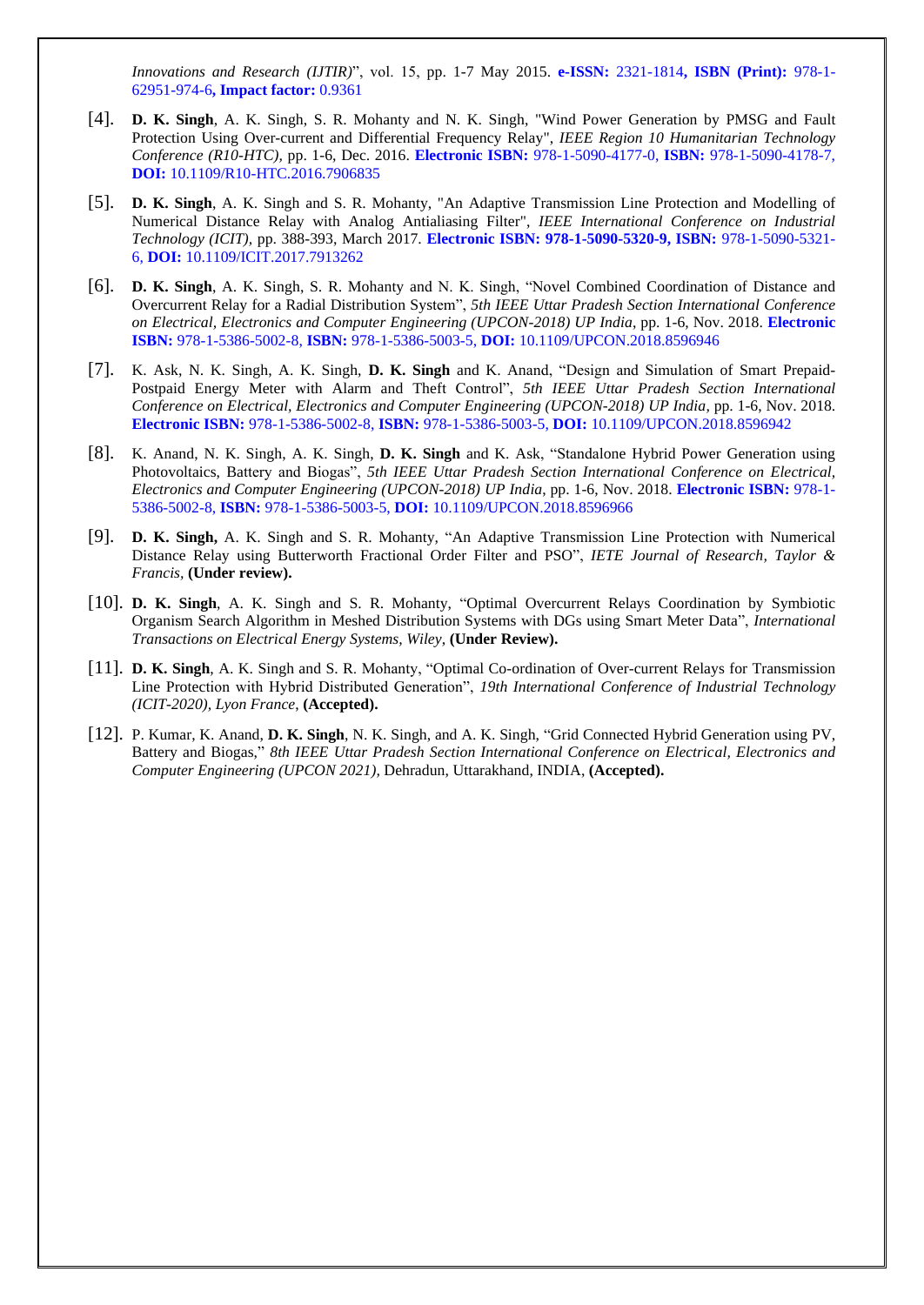*Innovations and Research (IJTIR)*", vol. 15, pp. 1-7 May 2015. **e-ISSN:** 2321-1814**, ISBN (Print):** 978-1-62951-974-6**, Impact factor:** 0.9361

[4]. **D. K. Singh**, A. K. Singh, S. R. Mohanty and N. K. Singh, "Wind Power Generation by PMSG and Fault Protection Using Over-current and Differential Frequency Relay", *IEEE Region 10 Humanitarian Technology Conference (R10-HTC)*, pp. 1-6, Dec. 2016. **Electronic ISBN:** 978-1-5090-4177-0, **ISBN:** 978-1-5090-4178-7, **DOI:** 10.1109/R10-HTC.2016.7906835

[5]. **D. K. Singh**, A. K. Singh and S. R. Mohanty, "An Adaptive Transmission Line Protection and Modelling of Numerical Distance Relay with Analog Antialiasing Filter", *IEEE International Conference on Industrial Technology (ICIT)*, pp. 388-393, March 2017. **Electronic ISBN: 978-1-5090-5320-9, ISBN:** 978-1-5090-5321-6, **DOI:** 10.1109/ICIT.2017.7913262

[6]. **D. K. Singh**, A. K. Singh, S. R. Mohanty and N. K. Singh, "Novel Combined Coordination of Distance and Overcurrent Relay for a Radial Distribution System", *5th IEEE Uttar Pradesh Section International Conference on Electrical, Electronics and Computer Engineering (UPCON-2018) UP India*, pp. 1-6, Nov. 2018. **Electronic ISBN:** 978-1-5386-5002-8, **ISBN:** 978-1-5386-5003-5, **DOI:** 10.1109/UPCON.2018.8596946

[7]. K. Ask, N. K. Singh, A. K. Singh, **D. K. Singh** and K. Anand, "Design and Simulation of Smart Prepaid-Postpaid Energy Meter with Alarm and Theft Control", *5th IEEE Uttar Pradesh Section International Conference on Electrical, Electronics and Computer Engineering (UPCON-2018) UP India*, pp. 1-6, Nov. 2018. **Electronic ISBN:** 978-1-5386-5002-8, **ISBN:** 978-1-5386-5003-5, **DOI:** 10.1109/UPCON.2018.8596942

[8]. K. Anand, N. K. Singh, A. K. Singh, **D. K. Singh** and K. Ask, "Standalone Hybrid Power Generation using Photovoltaics, Battery and Biogas", *5th IEEE Uttar Pradesh Section International Conference on Electrical, Electronics and Computer Engineering (UPCON-2018) UP India*, pp. 1-6, Nov. 2018. **Electronic ISBN:** 978-1-5386-5002-8, **ISBN:** 978-1-5386-5003-5, **DOI:** 10.1109/UPCON.2018.8596966

[9]. **D. K. Singh,** A. K. Singh and S. R. Mohanty, "An Adaptive Transmission Line Protection with Numerical Distance Relay using Butterworth Fractional Order Filter and PSO", *IETE Journal of Research, Taylor & Francis,* **(Under review).**

[10]. **D. K. Singh**, A. K. Singh and S. R. Mohanty, "Optimal Overcurrent Relays Coordination by Symbiotic Organism Search Algorithm in Meshed Distribution Systems with DGs using Smart Meter Data", *International Transactions on Electrical Energy Systems, Wiley*, **(Under Review).**

[11]. **D. K. Singh**, A. K. Singh and S. R. Mohanty, "Optimal Co-ordination of Over-current Relays for Transmission Line Protection with Hybrid Distributed Generation", *19th International Conference of Industrial Technology (ICIT-2020), Lyon France*, **(Accepted).**

[12]. P. Kumar, K. Anand, **D. K. Singh**, N. K. Singh, and A. K. Singh, "Grid Connected Hybrid Generation using PV, Battery and Biogas," *8th IEEE Uttar Pradesh Section International Conference on Electrical, Electronics and Computer Engineering (UPCON 2021)*, Dehradun, Uttarakhand, INDIA, **(Accepted).**